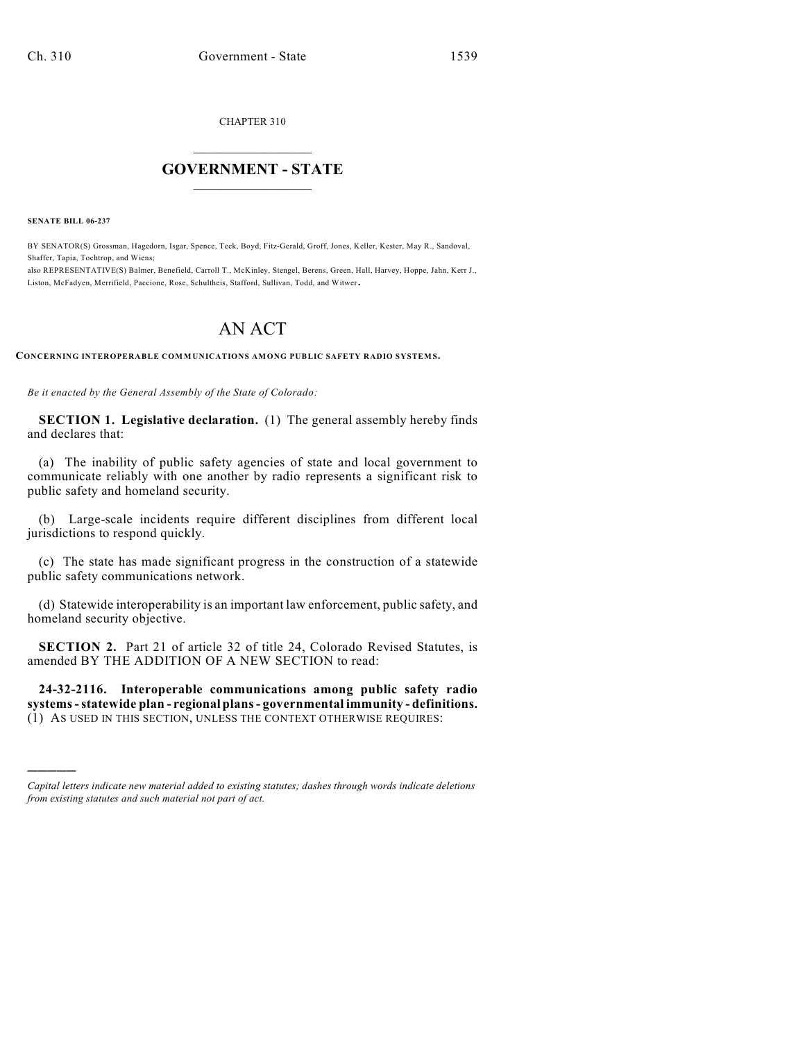CHAPTER 310

# GOVERNMENT - STATE

**SENATE BILL 06-237**

BY SENATOR(S) Grossman, Hagedorn, Isgar, Spence, Teck, Boyd, Fitz-Gerald, Groff, Jones, Keller, Kester, May R., Sandoval, Shaffer, Tapia, Tochtrop, and Wiens;
also REPRESENTATIVE(S) Balmer, Benefield, Carroll T., McKinley, Stengel, Berens, Green, Hall, Harvey, Hoppe, Jahn, Kerr J., Liston, McFadyen, Merrifield, Paccione, Rose, Schultheis, Stafford, Sullivan, Todd, and Witwer.

# AN ACT

**CONCERNING INTEROPERABLE COMMUNICATIONS AMONG PUBLIC SAFETY RADIO SYSTEMS.**

*Be it enacted by the General Assembly of the State of Colorado:*

**SECTION 1. Legislative declaration.** (1) The general assembly hereby finds and declares that:

(a) The inability of public safety agencies of state and local government to communicate reliably with one another by radio represents a significant risk to public safety and homeland security.

(b) Large-scale incidents require different disciplines from different local jurisdictions to respond quickly.

(c) The state has made significant progress in the construction of a statewide public safety communications network.

(d) Statewide interoperability is an important law enforcement, public safety, and homeland security objective.

**SECTION 2.** Part 21 of article 32 of title 24, Colorado Revised Statutes, is amended BY THE ADDITION OF A NEW SECTION to read:

**24-32-2116. Interoperable communications among public safety radio systems - statewide plan - regional plans - governmental immunity - definitions.** (1) AS USED IN THIS SECTION, UNLESS THE CONTEXT OTHERWISE REQUIRES:

*Capital letters indicate new material added to existing statutes; dashes through words indicate deletions from existing statutes and such material not part of act.*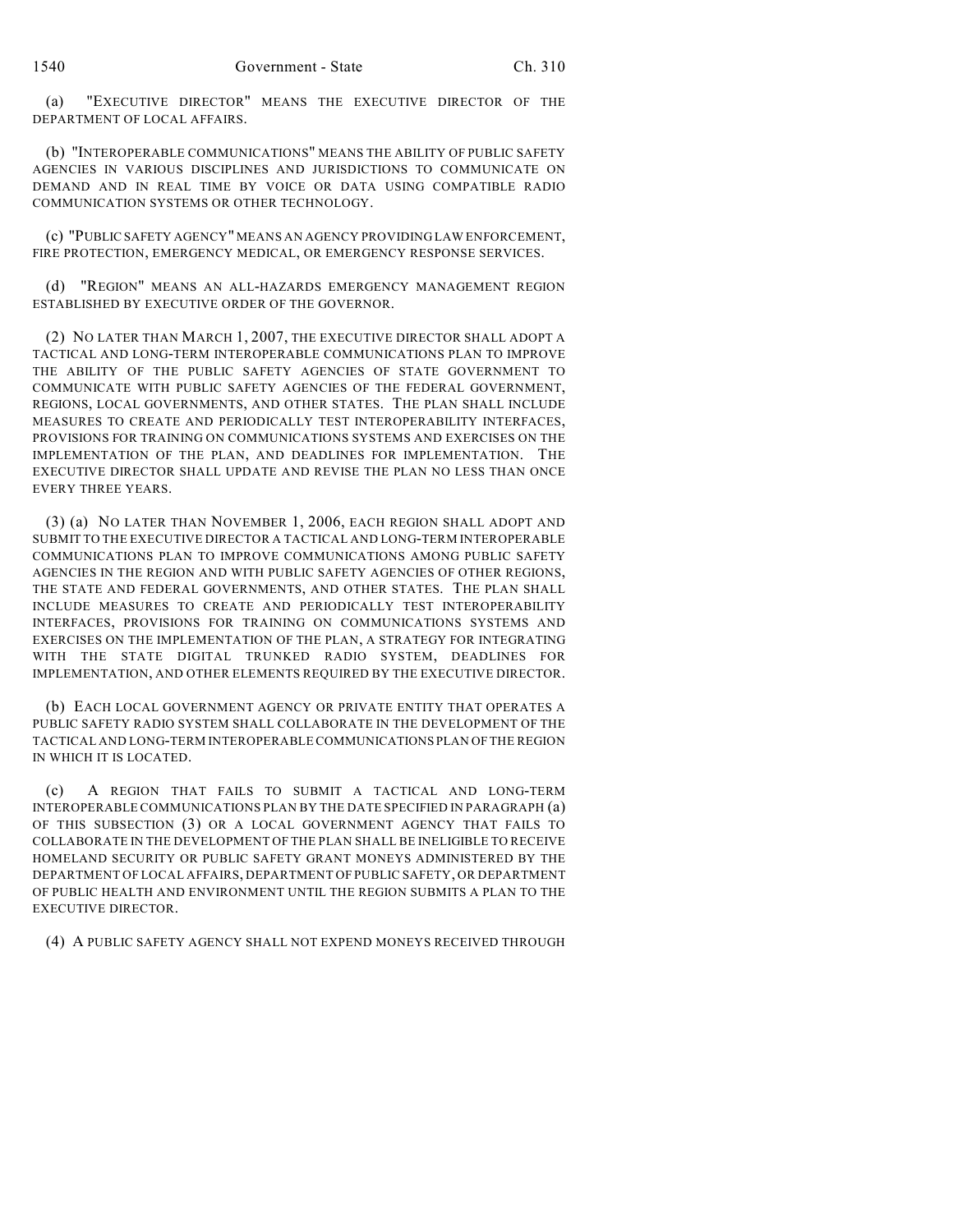(a) "EXECUTIVE DIRECTOR" MEANS THE EXECUTIVE DIRECTOR OF THE DEPARTMENT OF LOCAL AFFAIRS.

(b) "INTEROPERABLE COMMUNICATIONS" MEANS THE ABILITY OF PUBLIC SAFETY AGENCIES IN VARIOUS DISCIPLINES AND JURISDICTIONS TO COMMUNICATE ON DEMAND AND IN REAL TIME BY VOICE OR DATA USING COMPATIBLE RADIO COMMUNICATION SYSTEMS OR OTHER TECHNOLOGY.

(c) "PUBLIC SAFETY AGENCY" MEANS AN AGENCY PROVIDING LAW ENFORCEMENT, FIRE PROTECTION, EMERGENCY MEDICAL, OR EMERGENCY RESPONSE SERVICES.

(d) "REGION" MEANS AN ALL-HAZARDS EMERGENCY MANAGEMENT REGION ESTABLISHED BY EXECUTIVE ORDER OF THE GOVERNOR.

(2) NO LATER THAN MARCH 1, 2007, THE EXECUTIVE DIRECTOR SHALL ADOPT A TACTICAL AND LONG-TERM INTEROPERABLE COMMUNICATIONS PLAN TO IMPROVE THE ABILITY OF THE PUBLIC SAFETY AGENCIES OF STATE GOVERNMENT TO COMMUNICATE WITH PUBLIC SAFETY AGENCIES OF THE FEDERAL GOVERNMENT, REGIONS, LOCAL GOVERNMENTS, AND OTHER STATES. THE PLAN SHALL INCLUDE MEASURES TO CREATE AND PERIODICALLY TEST INTEROPERABILITY INTERFACES, PROVISIONS FOR TRAINING ON COMMUNICATIONS SYSTEMS AND EXERCISES ON THE IMPLEMENTATION OF THE PLAN, AND DEADLINES FOR IMPLEMENTATION. THE EXECUTIVE DIRECTOR SHALL UPDATE AND REVISE THE PLAN NO LESS THAN ONCE EVERY THREE YEARS.

(3) (a) NO LATER THAN NOVEMBER 1, 2006, EACH REGION SHALL ADOPT AND SUBMIT TO THE EXECUTIVE DIRECTOR A TACTICAL AND LONG-TERM INTEROPERABLE COMMUNICATIONS PLAN TO IMPROVE COMMUNICATIONS AMONG PUBLIC SAFETY AGENCIES IN THE REGION AND WITH PUBLIC SAFETY AGENCIES OF OTHER REGIONS, THE STATE AND FEDERAL GOVERNMENTS, AND OTHER STATES. THE PLAN SHALL INCLUDE MEASURES TO CREATE AND PERIODICALLY TEST INTEROPERABILITY INTERFACES, PROVISIONS FOR TRAINING ON COMMUNICATIONS SYSTEMS AND EXERCISES ON THE IMPLEMENTATION OF THE PLAN, A STRATEGY FOR INTEGRATING WITH THE STATE DIGITAL TRUNKED RADIO SYSTEM, DEADLINES FOR IMPLEMENTATION, AND OTHER ELEMENTS REQUIRED BY THE EXECUTIVE DIRECTOR.

(b) EACH LOCAL GOVERNMENT AGENCY OR PRIVATE ENTITY THAT OPERATES A PUBLIC SAFETY RADIO SYSTEM SHALL COLLABORATE IN THE DEVELOPMENT OF THE TACTICAL AND LONG-TERM INTEROPERABLE COMMUNICATIONS PLAN OF THE REGION IN WHICH IT IS LOCATED.

(c) A REGION THAT FAILS TO SUBMIT A TACTICAL AND LONG-TERM INTEROPERABLE COMMUNICATIONS PLAN BY THE DATE SPECIFIED IN PARAGRAPH (a) OF THIS SUBSECTION (3) OR A LOCAL GOVERNMENT AGENCY THAT FAILS TO COLLABORATE IN THE DEVELOPMENT OF THE PLAN SHALL BE INELIGIBLE TO RECEIVE HOMELAND SECURITY OR PUBLIC SAFETY GRANT MONEYS ADMINISTERED BY THE DEPARTMENT OF LOCAL AFFAIRS, DEPARTMENT OF PUBLIC SAFETY, OR DEPARTMENT OF PUBLIC HEALTH AND ENVIRONMENT UNTIL THE REGION SUBMITS A PLAN TO THE EXECUTIVE DIRECTOR.

(4) A PUBLIC SAFETY AGENCY SHALL NOT EXPEND MONEYS RECEIVED THROUGH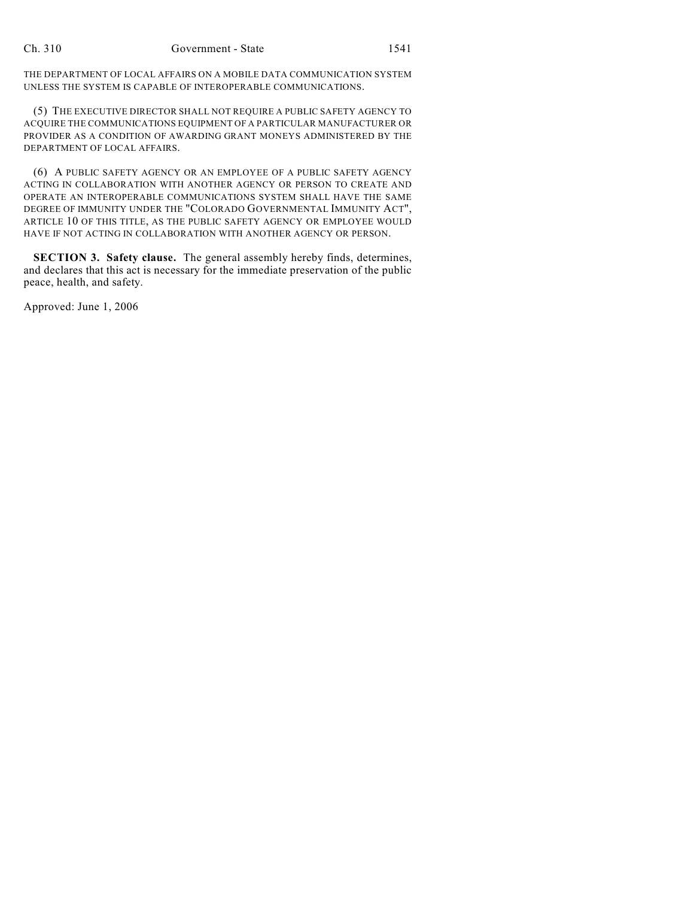THE DEPARTMENT OF LOCAL AFFAIRS ON A MOBILE DATA COMMUNICATION SYSTEM UNLESS THE SYSTEM IS CAPABLE OF INTEROPERABLE COMMUNICATIONS.

(5) THE EXECUTIVE DIRECTOR SHALL NOT REQUIRE A PUBLIC SAFETY AGENCY TO ACQUIRE THE COMMUNICATIONS EQUIPMENT OF A PARTICULAR MANUFACTURER OR PROVIDER AS A CONDITION OF AWARDING GRANT MONEYS ADMINISTERED BY THE DEPARTMENT OF LOCAL AFFAIRS.

(6) A PUBLIC SAFETY AGENCY OR AN EMPLOYEE OF A PUBLIC SAFETY AGENCY ACTING IN COLLABORATION WITH ANOTHER AGENCY OR PERSON TO CREATE AND OPERATE AN INTEROPERABLE COMMUNICATIONS SYSTEM SHALL HAVE THE SAME DEGREE OF IMMUNITY UNDER THE "COLORADO GOVERNMENTAL IMMUNITY ACT", ARTICLE 10 OF THIS TITLE, AS THE PUBLIC SAFETY AGENCY OR EMPLOYEE WOULD HAVE IF NOT ACTING IN COLLABORATION WITH ANOTHER AGENCY OR PERSON.

**SECTION 3. Safety clause.** The general assembly hereby finds, determines, and declares that this act is necessary for the immediate preservation of the public peace, health, and safety.

Approved: June 1, 2006